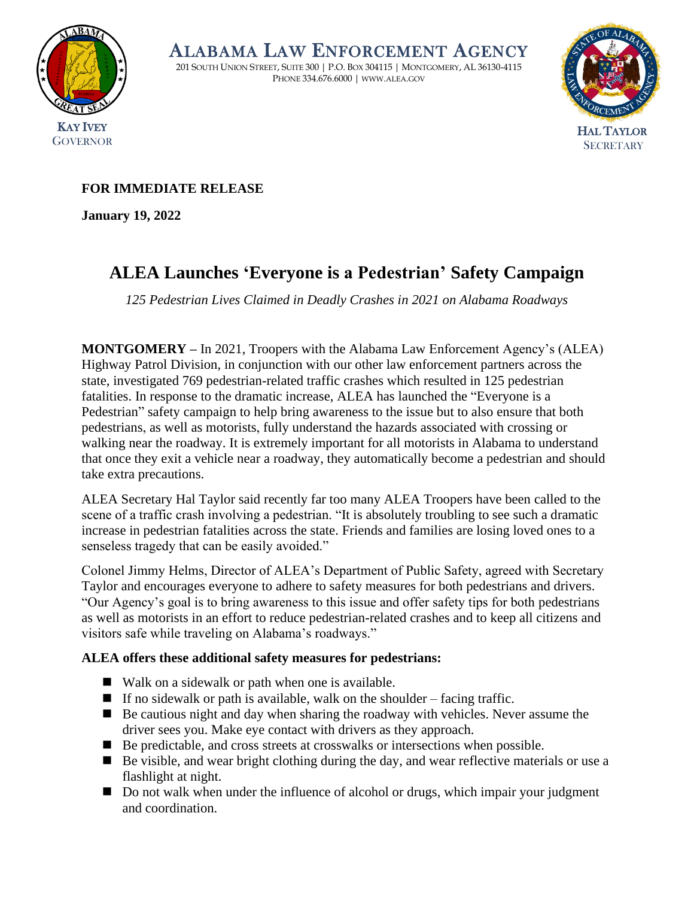# ALABAMA LAW ENFORCEMENT AGENCY

201 SOUTH UNION STREET, SUITE 300 | P.O. BOX 304115 | MONTGOMERY, AL 36130-4115
PHONE 334.676.6000 | WWW.ALEA.GOV

KAY IVEY
GOVERNOR

HAL TAYLOR
SECRETARY

**FOR IMMEDIATE RELEASE**

**January 19, 2022**

## ALEA Launches 'Everyone is a Pedestrian' Safety Campaign

*125 Pedestrian Lives Claimed in Deadly Crashes in 2021 on Alabama Roadways*

**MONTGOMERY –** In 2021, Troopers with the Alabama Law Enforcement Agency's (ALEA) Highway Patrol Division, in conjunction with our other law enforcement partners across the state, investigated 769 pedestrian-related traffic crashes which resulted in 125 pedestrian fatalities. In response to the dramatic increase, ALEA has launched the "Everyone is a Pedestrian" safety campaign to help bring awareness to the issue but to also ensure that both pedestrians, as well as motorists, fully understand the hazards associated with crossing or walking near the roadway. It is extremely important for all motorists in Alabama to understand that once they exit a vehicle near a roadway, they automatically become a pedestrian and should take extra precautions.

ALEA Secretary Hal Taylor said recently far too many ALEA Troopers have been called to the scene of a traffic crash involving a pedestrian. "It is absolutely troubling to see such a dramatic increase in pedestrian fatalities across the state. Friends and families are losing loved ones to a senseless tragedy that can be easily avoided."

Colonel Jimmy Helms, Director of ALEA's Department of Public Safety, agreed with Secretary Taylor and encourages everyone to adhere to safety measures for both pedestrians and drivers. "Our Agency's goal is to bring awareness to this issue and offer safety tips for both pedestrians as well as motorists in an effort to reduce pedestrian-related crashes and to keep all citizens and visitors safe while traveling on Alabama's roadways."

**ALEA offers these additional safety measures for pedestrians:**

- Walk on a sidewalk or path when one is available.
- If no sidewalk or path is available, walk on the shoulder – facing traffic.
- Be cautious night and day when sharing the roadway with vehicles. Never assume the driver sees you. Make eye contact with drivers as they approach.
- Be predictable, and cross streets at crosswalks or intersections when possible.
- Be visible, and wear bright clothing during the day, and wear reflective materials or use a flashlight at night.
- Do not walk when under the influence of alcohol or drugs, which impair your judgment and coordination.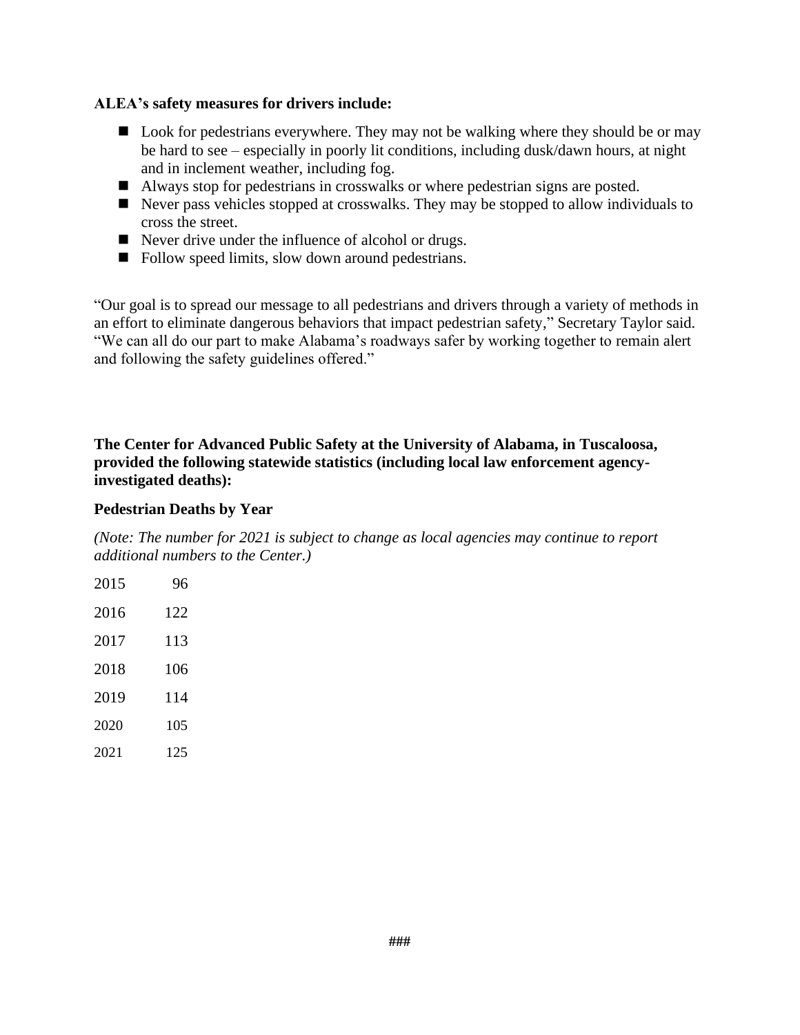**ALEA's safety measures for drivers include:**

- Look for pedestrians everywhere. They may not be walking where they should be or may be hard to see – especially in poorly lit conditions, including dusk/dawn hours, at night and in inclement weather, including fog.
- Always stop for pedestrians in crosswalks or where pedestrian signs are posted.
- Never pass vehicles stopped at crosswalks. They may be stopped to allow individuals to cross the street.
- Never drive under the influence of alcohol or drugs.
- Follow speed limits, slow down around pedestrians.

"Our goal is to spread our message to all pedestrians and drivers through a variety of methods in an effort to eliminate dangerous behaviors that impact pedestrian safety," Secretary Taylor said. "We can all do our part to make Alabama's roadways safer by working together to remain alert and following the safety guidelines offered."

**The Center for Advanced Public Safety at the University of Alabama, in Tuscaloosa, provided the following statewide statistics (including local law enforcement agency-investigated deaths):**

**Pedestrian Deaths by Year**

*(Note: The number for 2021 is subject to change as local agencies may continue to report additional numbers to the Center.)*

| | |
|---|---|
| 2015 | 96 |
| 2016 | 122 |
| 2017 | 113 |
| 2018 | 106 |
| 2019 | 114 |
| 2020 | 105 |
| 2021 | 125 |

###